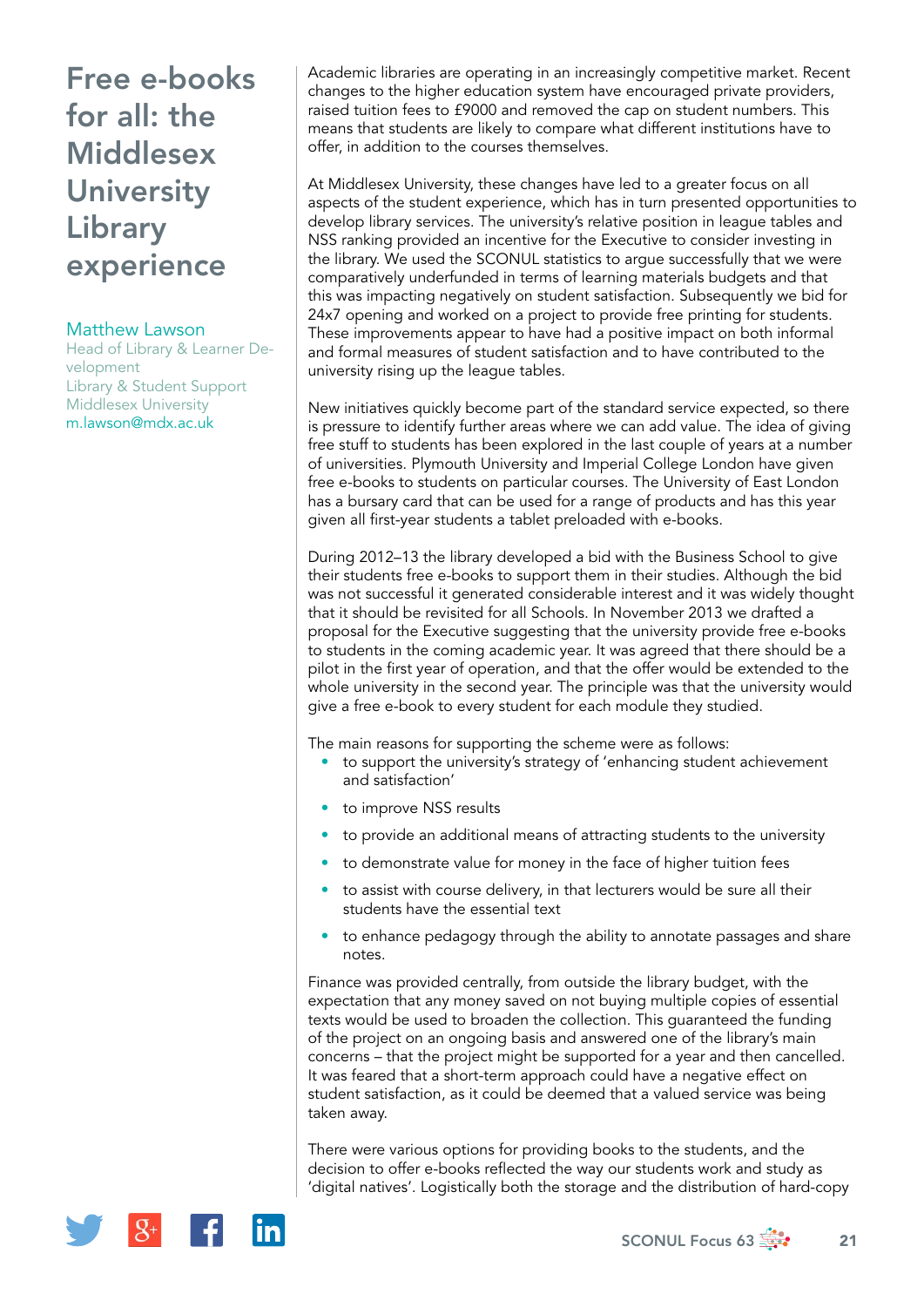# Free e-books for all: the Middlesex University Library experience

**Matthew Lawson**
Head of Library & Learner Development
Library & Student Support
Middlesex University
m.lawson@mdx.ac.uk

Academic libraries are operating in an increasingly competitive market. Recent changes to the higher education system have encouraged private providers, raised tuition fees to £9000 and removed the cap on student numbers. This means that students are likely to compare what different institutions have to offer, in addition to the courses themselves.

At Middlesex University, these changes have led to a greater focus on all aspects of the student experience, which has in turn presented opportunities to develop library services. The university's relative position in league tables and NSS ranking provided an incentive for the Executive to consider investing in the library. We used the SCONUL statistics to argue successfully that we were comparatively underfunded in terms of learning materials budgets and that this was impacting negatively on student satisfaction. Subsequently we bid for 24x7 opening and worked on a project to provide free printing for students. These improvements appear to have had a positive impact on both informal and formal measures of student satisfaction and to have contributed to the university rising up the league tables.

New initiatives quickly become part of the standard service expected, so there is pressure to identify further areas where we can add value. The idea of giving free stuff to students has been explored in the last couple of years at a number of universities. Plymouth University and Imperial College London have given free e-books to students on particular courses. The University of East London has a bursary card that can be used for a range of products and has this year given all first-year students a tablet preloaded with e-books.

During 2012–13 the library developed a bid with the Business School to give their students free e-books to support them in their studies. Although the bid was not successful it generated considerable interest and it was widely thought that it should be revisited for all Schools. In November 2013 we drafted a proposal for the Executive suggesting that the university provide free e-books to students in the coming academic year. It was agreed that there should be a pilot in the first year of operation, and that the offer would be extended to the whole university in the second year. The principle was that the university would give a free e-book to every student for each module they studied.

The main reasons for supporting the scheme were as follows:

- to support the university's strategy of 'enhancing student achievement and satisfaction'
- to improve NSS results
- to provide an additional means of attracting students to the university
- to demonstrate value for money in the face of higher tuition fees
- to assist with course delivery, in that lecturers would be sure all their students have the essential text
- to enhance pedagogy through the ability to annotate passages and share notes.

Finance was provided centrally, from outside the library budget, with the expectation that any money saved on not buying multiple copies of essential texts would be used to broaden the collection. This guaranteed the funding of the project on an ongoing basis and answered one of the library's main concerns – that the project might be supported for a year and then cancelled. It was feared that a short-term approach could have a negative effect on student satisfaction, as it could be deemed that a valued service was being taken away.

There were various options for providing books to the students, and the decision to offer e-books reflected the way our students work and study as 'digital natives'. Logistically both the storage and the distribution of hard-copy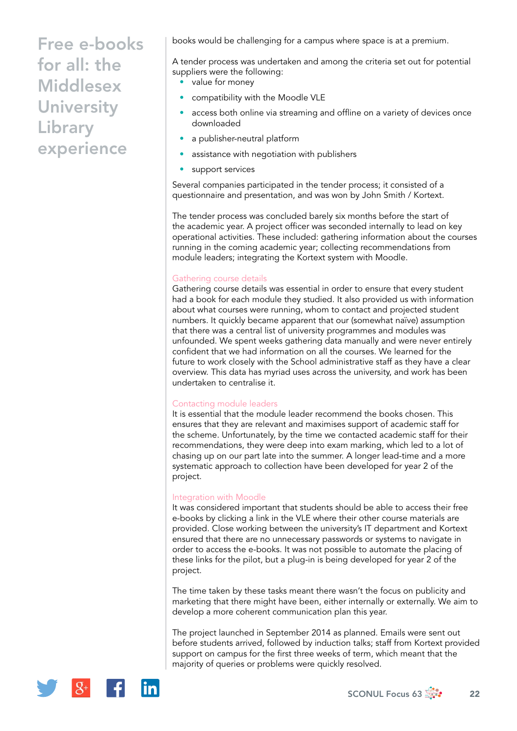books would be challenging for a campus where space is at a premium.

A tender process was undertaken and among the criteria set out for potential suppliers were the following:

- value for money
- compatibility with the Moodle VLE
- access both online via streaming and offline on a variety of devices once downloaded
- a publisher-neutral platform
- assistance with negotiation with publishers
- support services

Several companies participated in the tender process; it consisted of a questionnaire and presentation, and was won by John Smith / Kortext.

The tender process was concluded barely six months before the start of the academic year. A project officer was seconded internally to lead on key operational activities. These included: gathering information about the courses running in the coming academic year; collecting recommendations from module leaders; integrating the Kortext system with Moodle.

### Gathering course details

Gathering course details was essential in order to ensure that every student had a book for each module they studied. It also provided us with information about what courses were running, whom to contact and projected student numbers. It quickly became apparent that our (somewhat naïve) assumption that there was a central list of university programmes and modules was unfounded. We spent weeks gathering data manually and were never entirely confident that we had information on all the courses. We learned for the future to work closely with the School administrative staff as they have a clear overview. This data has myriad uses across the university, and work has been undertaken to centralise it.

### Contacting module leaders

It is essential that the module leader recommend the books chosen. This ensures that they are relevant and maximises support of academic staff for the scheme. Unfortunately, by the time we contacted academic staff for their recommendations, they were deep into exam marking, which led to a lot of chasing up on our part late into the summer. A longer lead-time and a more systematic approach to collection have been developed for year 2 of the project.

### Integration with Moodle

It was considered important that students should be able to access their free e-books by clicking a link in the VLE where their other course materials are provided. Close working between the university's IT department and Kortext ensured that there are no unnecessary passwords or systems to navigate in order to access the e-books. It was not possible to automate the placing of these links for the pilot, but a plug-in is being developed for year 2 of the project.

The time taken by these tasks meant there wasn't the focus on publicity and marketing that there might have been, either internally or externally. We aim to develop a more coherent communication plan this year.

The project launched in September 2014 as planned. Emails were sent out before students arrived, followed by induction talks; staff from Kortext provided support on campus for the first three weeks of term, which meant that the majority of queries or problems were quickly resolved.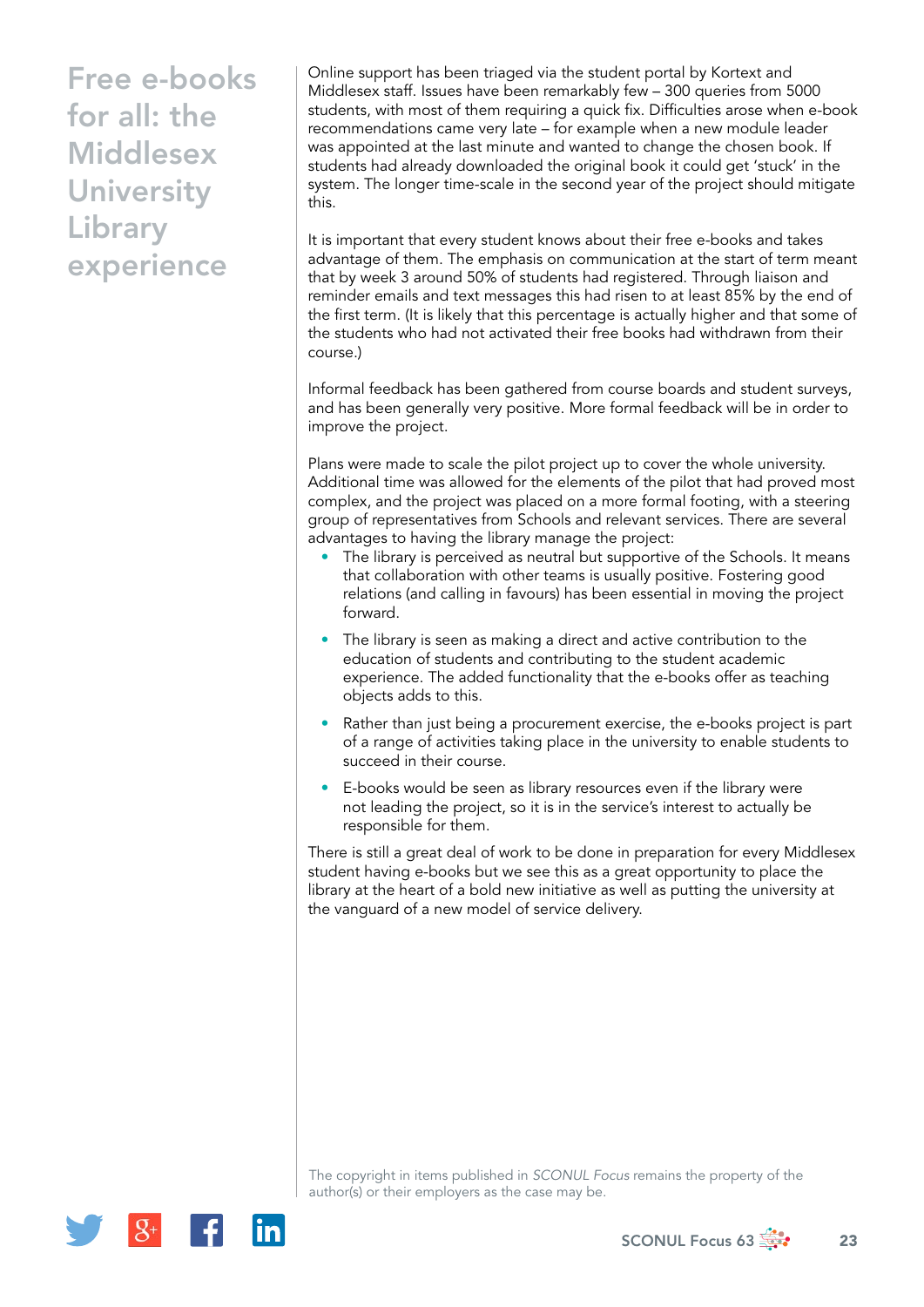Online support has been triaged via the student portal by Kortext and Middlesex staff. Issues have been remarkably few – 300 queries from 5000 students, with most of them requiring a quick fix. Difficulties arose when e-book recommendations came very late – for example when a new module leader was appointed at the last minute and wanted to change the chosen book. If students had already downloaded the original book it could get 'stuck' in the system. The longer time-scale in the second year of the project should mitigate this.

It is important that every student knows about their free e-books and takes advantage of them. The emphasis on communication at the start of term meant that by week 3 around 50% of students had registered. Through liaison and reminder emails and text messages this had risen to at least 85% by the end of the first term. (It is likely that this percentage is actually higher and that some of the students who had not activated their free books had withdrawn from their course.)

Informal feedback has been gathered from course boards and student surveys, and has been generally very positive. More formal feedback will be in order to improve the project.

Plans were made to scale the pilot project up to cover the whole university. Additional time was allowed for the elements of the pilot that had proved most complex, and the project was placed on a more formal footing, with a steering group of representatives from Schools and relevant services. There are several advantages to having the library manage the project:

- The library is perceived as neutral but supportive of the Schools. It means that collaboration with other teams is usually positive. Fostering good relations (and calling in favours) has been essential in moving the project forward.
- The library is seen as making a direct and active contribution to the education of students and contributing to the student academic experience. The added functionality that the e-books offer as teaching objects adds to this.
- Rather than just being a procurement exercise, the e-books project is part of a range of activities taking place in the university to enable students to succeed in their course.
- E-books would be seen as library resources even if the library were not leading the project, so it is in the service's interest to actually be responsible for them.

There is still a great deal of work to be done in preparation for every Middlesex student having e-books but we see this as a great opportunity to place the library at the heart of a bold new initiative as well as putting the university at the vanguard of a new model of service delivery.

The copyright in items published in *SCONUL Focus* remains the property of the author(s) or their employers as the case may be.